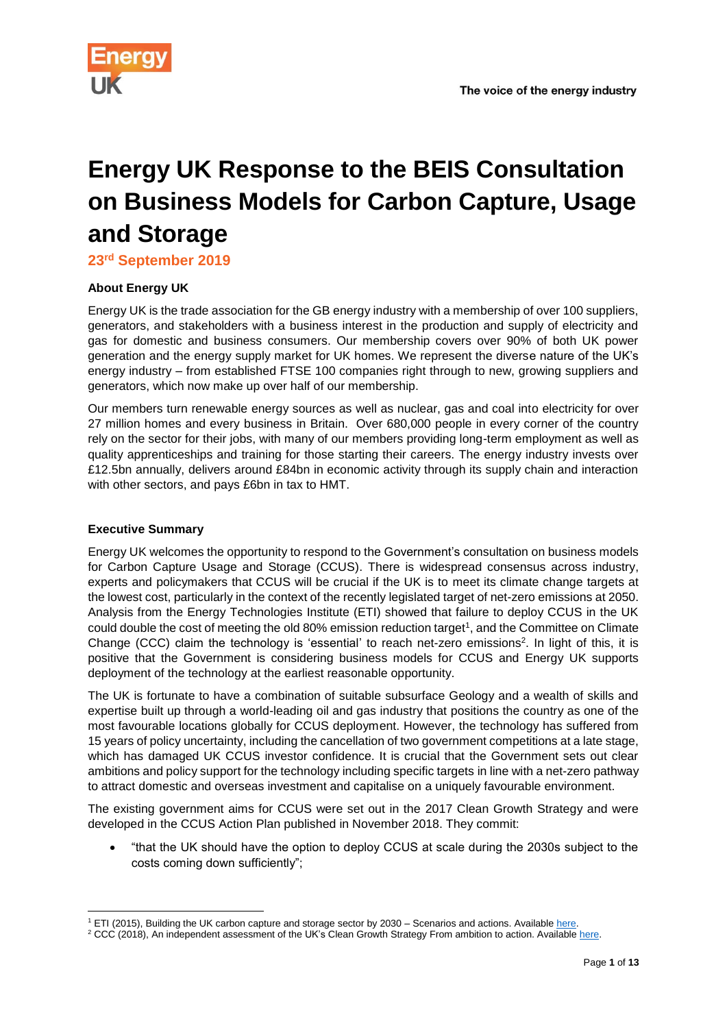# Energy UK Response to the BEIS Consultation on Business Models for Carbon Capture, Usage and Storage

**23rd September 2019**

### About Energy UK

Energy UK is the trade association for the GB energy industry with a membership of over 100 suppliers, generators, and stakeholders with a business interest in the production and supply of electricity and gas for domestic and business consumers. Our membership covers over 90% of both UK power generation and the energy supply market for UK homes. We represent the diverse nature of the UK's energy industry – from established FTSE 100 companies right through to new, growing suppliers and generators, which now make up over half of our membership.

Our members turn renewable energy sources as well as nuclear, gas and coal into electricity for over 27 million homes and every business in Britain. Over 680,000 people in every corner of the country rely on the sector for their jobs, with many of our members providing long-term employment as well as quality apprenticeships and training for those starting their careers. The energy industry invests over £12.5bn annually, delivers around £84bn in economic activity through its supply chain and interaction with other sectors, and pays £6bn in tax to HMT.

### Executive Summary

Energy UK welcomes the opportunity to respond to the Government's consultation on business models for Carbon Capture Usage and Storage (CCUS). There is widespread consensus across industry, experts and policymakers that CCUS will be crucial if the UK is to meet its climate change targets at the lowest cost, particularly in the context of the recently legislated target of net-zero emissions at 2050. Analysis from the Energy Technologies Institute (ETI) showed that failure to deploy CCUS in the UK could double the cost of meeting the old 80% emission reduction target[1], and the Committee on Climate Change (CCC) claim the technology is 'essential' to reach net-zero emissions[2]. In light of this, it is positive that the Government is considering business models for CCUS and Energy UK supports deployment of the technology at the earliest reasonable opportunity.

The UK is fortunate to have a combination of suitable subsurface Geology and a wealth of skills and expertise built up through a world-leading oil and gas industry that positions the country as one of the most favourable locations globally for CCUS deployment. However, the technology has suffered from 15 years of policy uncertainty, including the cancellation of two government competitions at a late stage, which has damaged UK CCUS investor confidence. It is crucial that the Government sets out clear ambitions and policy support for the technology including specific targets in line with a net-zero pathway to attract domestic and overseas investment and capitalise on a uniquely favourable environment.

The existing government aims for CCUS were set out in the 2017 Clean Growth Strategy and were developed in the CCUS Action Plan published in November 2018. They commit:

- "that the UK should have the option to deploy CCUS at scale during the 2030s subject to the costs coming down sufficiently";

---

[1] ETI (2015), Building the UK carbon capture and storage sector by 2030 – Scenarios and actions. Available here.

[2] CCC (2018), An independent assessment of the UK's Clean Growth Strategy From ambition to action. Available here.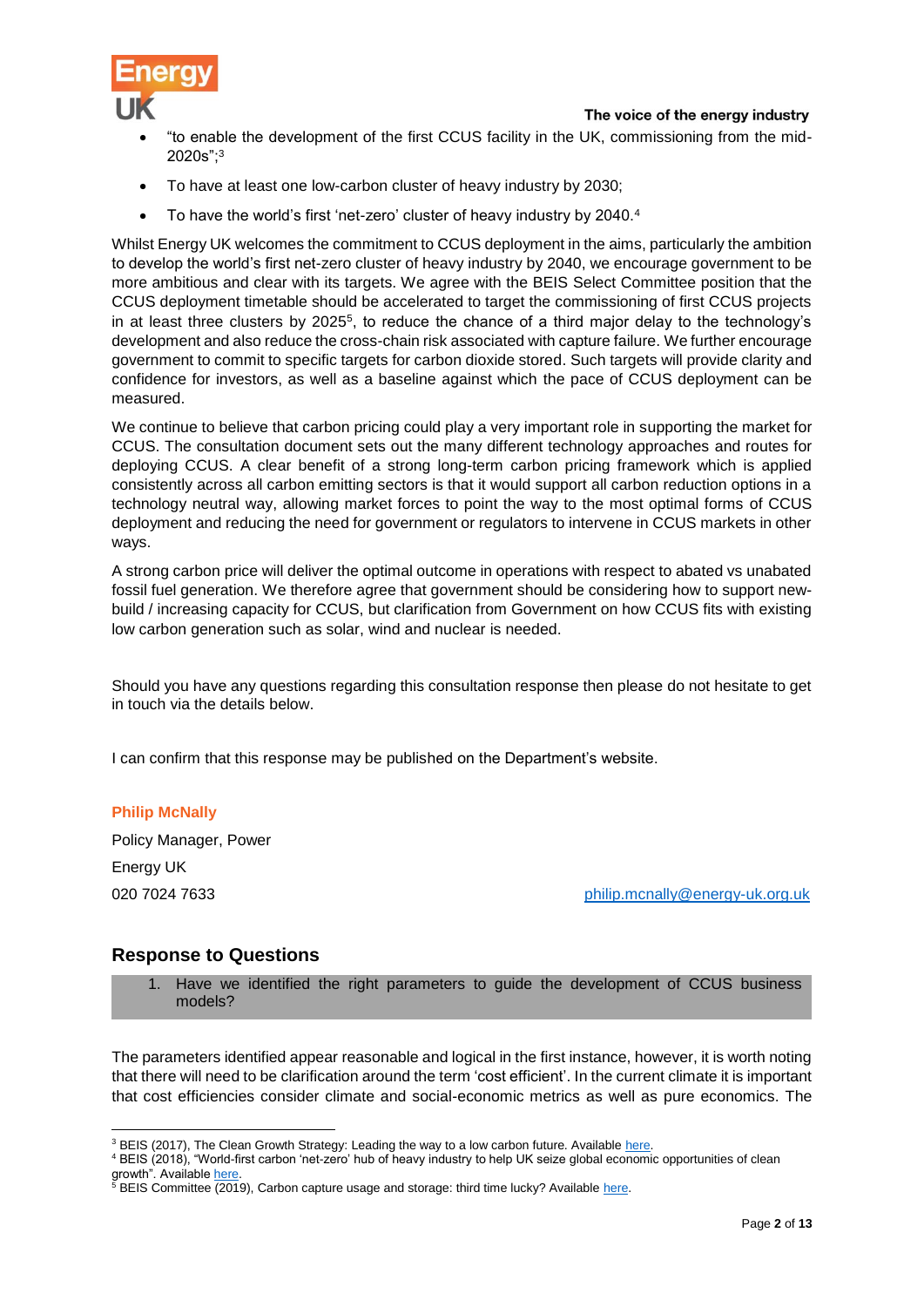- "to enable the development of the first CCUS facility in the UK, commissioning from the mid-2020s";[3]
- To have at least one low-carbon cluster of heavy industry by 2030;
- To have the world's first 'net-zero' cluster of heavy industry by 2040.[4]

Whilst Energy UK welcomes the commitment to CCUS deployment in the aims, particularly the ambition to develop the world's first net-zero cluster of heavy industry by 2040, we encourage government to be more ambitious and clear with its targets. We agree with the BEIS Select Committee position that the CCUS deployment timetable should be accelerated to target the commissioning of first CCUS projects in at least three clusters by 2025[5], to reduce the chance of a third major delay to the technology's development and also reduce the cross-chain risk associated with capture failure. We further encourage government to commit to specific targets for carbon dioxide stored. Such targets will provide clarity and confidence for investors, as well as a baseline against which the pace of CCUS deployment can be measured.

We continue to believe that carbon pricing could play a very important role in supporting the market for CCUS. The consultation document sets out the many different technology approaches and routes for deploying CCUS. A clear benefit of a strong long-term carbon pricing framework which is applied consistently across all carbon emitting sectors is that it would support all carbon reduction options in a technology neutral way, allowing market forces to point the way to the most optimal forms of CCUS deployment and reducing the need for government or regulators to intervene in CCUS markets in other ways.

A strong carbon price will deliver the optimal outcome in operations with respect to abated vs unabated fossil fuel generation. We therefore agree that government should be considering how to support new-build / increasing capacity for CCUS, but clarification from Government on how CCUS fits with existing low carbon generation such as solar, wind and nuclear is needed.

Should you have any questions regarding this consultation response then please do not hesitate to get in touch via the details below.

I can confirm that this response may be published on the Department's website.

**Philip McNally**

Policy Manager, Power

Energy UK

020 7024 7633

philip.mcnally@energy-uk.org.uk

## Response to Questions

1. Have we identified the right parameters to guide the development of CCUS business models?

The parameters identified appear reasonable and logical in the first instance, however, it is worth noting that there will need to be clarification around the term 'cost efficient'. In the current climate it is important that cost efficiencies consider climate and social-economic metrics as well as pure economics. The

---

[3] BEIS (2017), The Clean Growth Strategy: Leading the way to a low carbon future. Available here.

[4] BEIS (2018), "World-first carbon 'net-zero' hub of heavy industry to help UK seize global economic opportunities of clean growth". Available here.

[5] BEIS Committee (2019), Carbon capture usage and storage: third time lucky? Available here.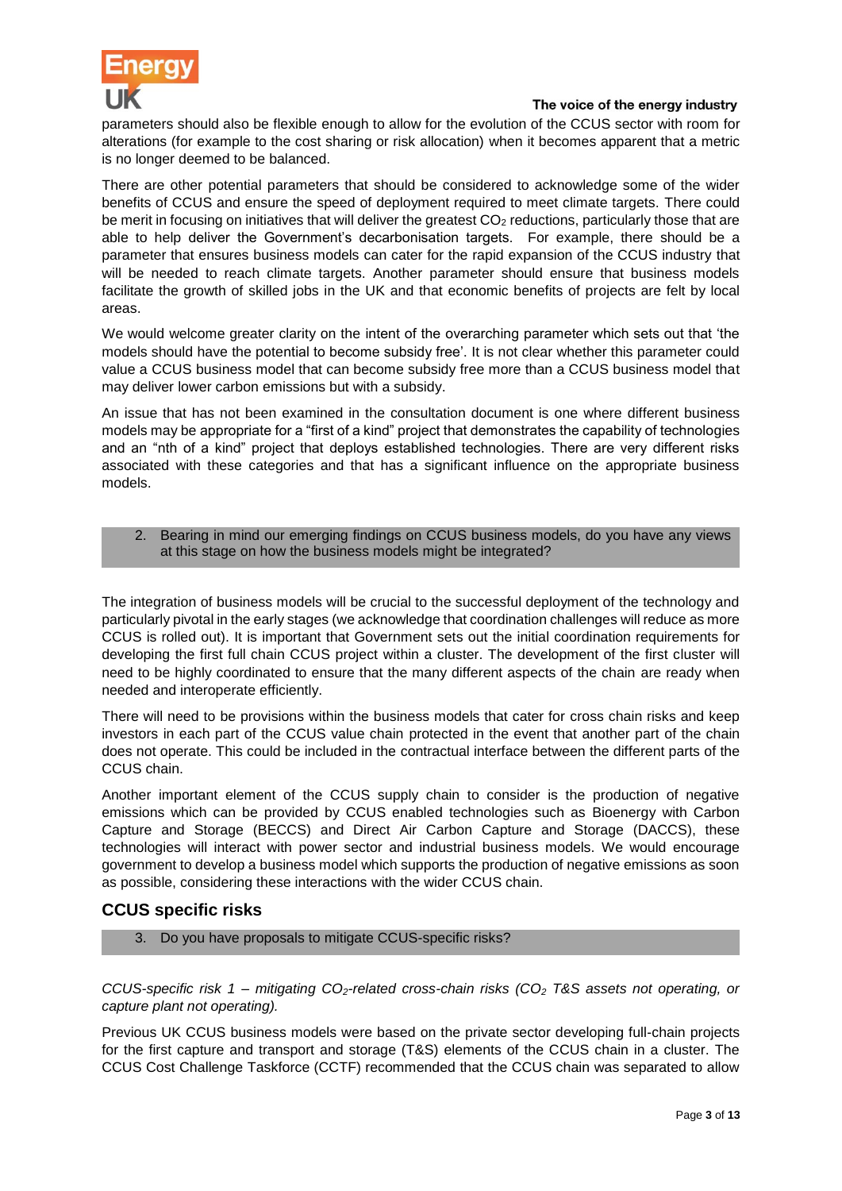parameters should also be flexible enough to allow for the evolution of the CCUS sector with room for alterations (for example to the cost sharing or risk allocation) when it becomes apparent that a metric is no longer deemed to be balanced.

There are other potential parameters that should be considered to acknowledge some of the wider benefits of CCUS and ensure the speed of deployment required to meet climate targets. There could be merit in focusing on initiatives that will deliver the greatest $CO_2$ reductions, particularly those that are able to help deliver the Government's decarbonisation targets. For example, there should be a parameter that ensures business models can cater for the rapid expansion of the CCUS industry that will be needed to reach climate targets. Another parameter should ensure that business models facilitate the growth of skilled jobs in the UK and that economic benefits of projects are felt by local areas.

We would welcome greater clarity on the intent of the overarching parameter which sets out that 'the models should have the potential to become subsidy free'. It is not clear whether this parameter could value a CCUS business model that can become subsidy free more than a CCUS business model that may deliver lower carbon emissions but with a subsidy.

An issue that has not been examined in the consultation document is one where different business models may be appropriate for a "first of a kind" project that demonstrates the capability of technologies and an "nth of a kind" project that deploys established technologies. There are very different risks associated with these categories and that has a significant influence on the appropriate business models.

2. Bearing in mind our emerging findings on CCUS business models, do you have any views at this stage on how the business models might be integrated?

The integration of business models will be crucial to the successful deployment of the technology and particularly pivotal in the early stages (we acknowledge that coordination challenges will reduce as more CCUS is rolled out). It is important that Government sets out the initial coordination requirements for developing the first full chain CCUS project within a cluster. The development of the first cluster will need to be highly coordinated to ensure that the many different aspects of the chain are ready when needed and interoperate efficiently.

There will need to be provisions within the business models that cater for cross chain risks and keep investors in each part of the CCUS value chain protected in the event that another part of the chain does not operate. This could be included in the contractual interface between the different parts of the CCUS chain.

Another important element of the CCUS supply chain to consider is the production of negative emissions which can be provided by CCUS enabled technologies such as Bioenergy with Carbon Capture and Storage (BECCS) and Direct Air Carbon Capture and Storage (DACCS), these technologies will interact with power sector and industrial business models. We would encourage government to develop a business model which supports the production of negative emissions as soon as possible, considering these interactions with the wider CCUS chain.

## CCUS specific risks

3. Do you have proposals to mitigate CCUS-specific risks?

*CCUS-specific risk 1 – mitigating $CO_2$-related cross-chain risks ($CO_2$ T&S assets not operating, or capture plant not operating).*

Previous UK CCUS business models were based on the private sector developing full-chain projects for the first capture and transport and storage (T&S) elements of the CCUS chain in a cluster. The CCUS Cost Challenge Taskforce (CCTF) recommended that the CCUS chain was separated to allow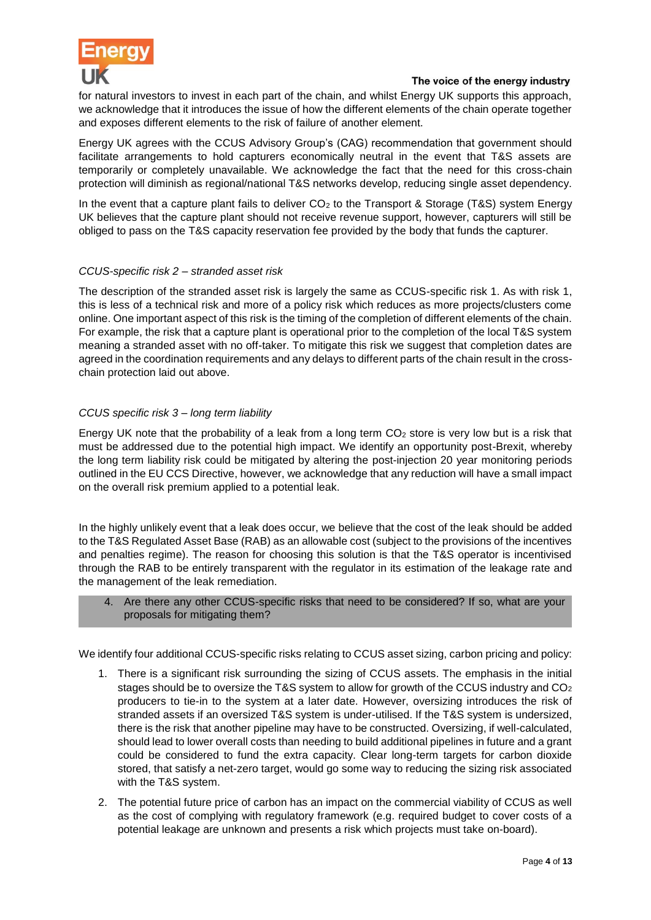for natural investors to invest in each part of the chain, and whilst Energy UK supports this approach, we acknowledge that it introduces the issue of how the different elements of the chain operate together and exposes different elements to the risk of failure of another element.

Energy UK agrees with the CCUS Advisory Group's (CAG) recommendation that government should facilitate arrangements to hold capturers economically neutral in the event that T&S assets are temporarily or completely unavailable. We acknowledge the fact that the need for this cross-chain protection will diminish as regional/national T&S networks develop, reducing single asset dependency.

In the event that a capture plant fails to deliver $CO_2$ to the Transport & Storage (T&S) system Energy UK believes that the capture plant should not receive revenue support, however, capturers will still be obliged to pass on the T&S capacity reservation fee provided by the body that funds the capturer.

*CCUS-specific risk 2 – stranded asset risk*

The description of the stranded asset risk is largely the same as CCUS-specific risk 1. As with risk 1, this is less of a technical risk and more of a policy risk which reduces as more projects/clusters come online. One important aspect of this risk is the timing of the completion of different elements of the chain. For example, the risk that a capture plant is operational prior to the completion of the local T&S system meaning a stranded asset with no off-taker. To mitigate this risk we suggest that completion dates are agreed in the coordination requirements and any delays to different parts of the chain result in the cross-chain protection laid out above.

*CCUS specific risk 3 – long term liability*

Energy UK note that the probability of a leak from a long term $CO_2$ store is very low but is a risk that must be addressed due to the potential high impact. We identify an opportunity post-Brexit, whereby the long term liability risk could be mitigated by altering the post-injection 20 year monitoring periods outlined in the EU CCS Directive, however, we acknowledge that any reduction will have a small impact on the overall risk premium applied to a potential leak.

In the highly unlikely event that a leak does occur, we believe that the cost of the leak should be added to the T&S Regulated Asset Base (RAB) as an allowable cost (subject to the provisions of the incentives and penalties regime). The reason for choosing this solution is that the T&S operator is incentivised through the RAB to be entirely transparent with the regulator in its estimation of the leakage rate and the management of the leak remediation.

4. Are there any other CCUS-specific risks that need to be considered? If so, what are your proposals for mitigating them?

We identify four additional CCUS-specific risks relating to CCUS asset sizing, carbon pricing and policy:

1. There is a significant risk surrounding the sizing of CCUS assets. The emphasis in the initial stages should be to oversize the T&S system to allow for growth of the CCUS industry and $CO_2$ producers to tie-in to the system at a later date. However, oversizing introduces the risk of stranded assets if an oversized T&S system is under-utilised. If the T&S system is undersized, there is the risk that another pipeline may have to be constructed. Oversizing, if well-calculated, should lead to lower overall costs than needing to build additional pipelines in future and a grant could be considered to fund the extra capacity. Clear long-term targets for carbon dioxide stored, that satisfy a net-zero target, would go some way to reducing the sizing risk associated with the T&S system.
2. The potential future price of carbon has an impact on the commercial viability of CCUS as well as the cost of complying with regulatory framework (e.g. required budget to cover costs of a potential leakage are unknown and presents a risk which projects must take on-board).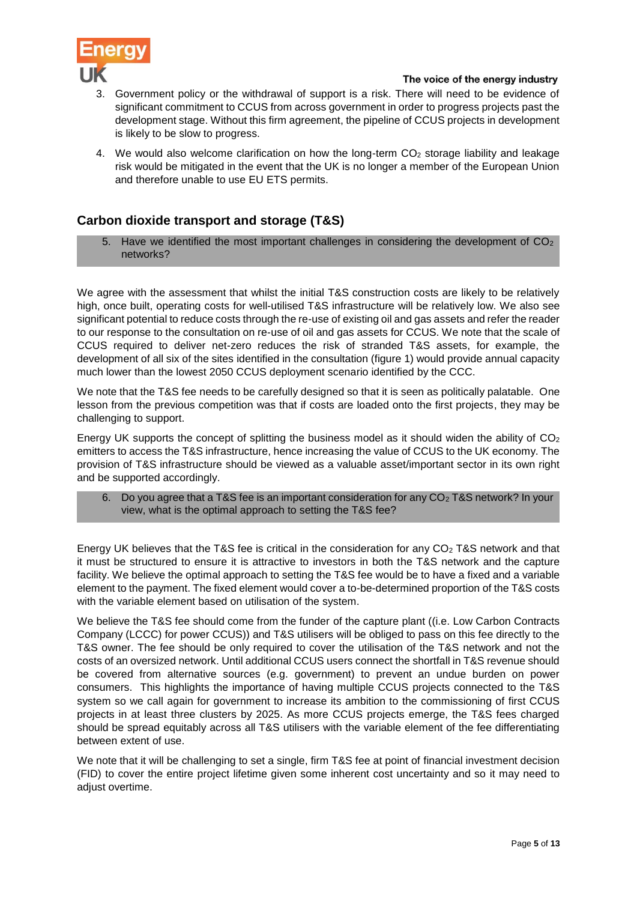3. Government policy or the withdrawal of support is a risk. There will need to be evidence of significant commitment to CCUS from across government in order to progress projects past the development stage. Without this firm agreement, the pipeline of CCUS projects in development is likely to be slow to progress.

4. We would also welcome clarification on how the long-term $CO_2$ storage liability and leakage risk would be mitigated in the event that the UK is no longer a member of the European Union and therefore unable to use EU ETS permits.

## Carbon dioxide transport and storage (T&S)

5. Have we identified the most important challenges in considering the development of $CO_2$ networks?

We agree with the assessment that whilst the initial T&S construction costs are likely to be relatively high, once built, operating costs for well-utilised T&S infrastructure will be relatively low. We also see significant potential to reduce costs through the re-use of existing oil and gas assets and refer the reader to our response to the consultation on re-use of oil and gas assets for CCUS. We note that the scale of CCUS required to deliver net-zero reduces the risk of stranded T&S assets, for example, the development of all six of the sites identified in the consultation (figure 1) would provide annual capacity much lower than the lowest 2050 CCUS deployment scenario identified by the CCC.

We note that the T&S fee needs to be carefully designed so that it is seen as politically palatable. One lesson from the previous competition was that if costs are loaded onto the first projects, they may be challenging to support.

Energy UK supports the concept of splitting the business model as it should widen the ability of $CO_2$ emitters to access the T&S infrastructure, hence increasing the value of CCUS to the UK economy. The provision of T&S infrastructure should be viewed as a valuable asset/important sector in its own right and be supported accordingly.

6. Do you agree that a T&S fee is an important consideration for any $CO_2$ T&S network? In your view, what is the optimal approach to setting the T&S fee?

Energy UK believes that the T&S fee is critical in the consideration for any $CO_2$ T&S network and that it must be structured to ensure it is attractive to investors in both the T&S network and the capture facility. We believe the optimal approach to setting the T&S fee would be to have a fixed and a variable element to the payment. The fixed element would cover a to-be-determined proportion of the T&S costs with the variable element based on utilisation of the system.

We believe the T&S fee should come from the funder of the capture plant ((i.e. Low Carbon Contracts Company (LCCC) for power CCUS)) and T&S utilisers will be obliged to pass on this fee directly to the T&S owner. The fee should be only required to cover the utilisation of the T&S network and not the costs of an oversized network. Until additional CCUS users connect the shortfall in T&S revenue should be covered from alternative sources (e.g. government) to prevent an undue burden on power consumers. This highlights the importance of having multiple CCUS projects connected to the T&S system so we call again for government to increase its ambition to the commissioning of first CCUS projects in at least three clusters by 2025. As more CCUS projects emerge, the T&S fees charged should be spread equitably across all T&S utilisers with the variable element of the fee differentiating between extent of use.

We note that it will be challenging to set a single, firm T&S fee at point of financial investment decision (FID) to cover the entire project lifetime given some inherent cost uncertainty and so it may need to adjust overtime.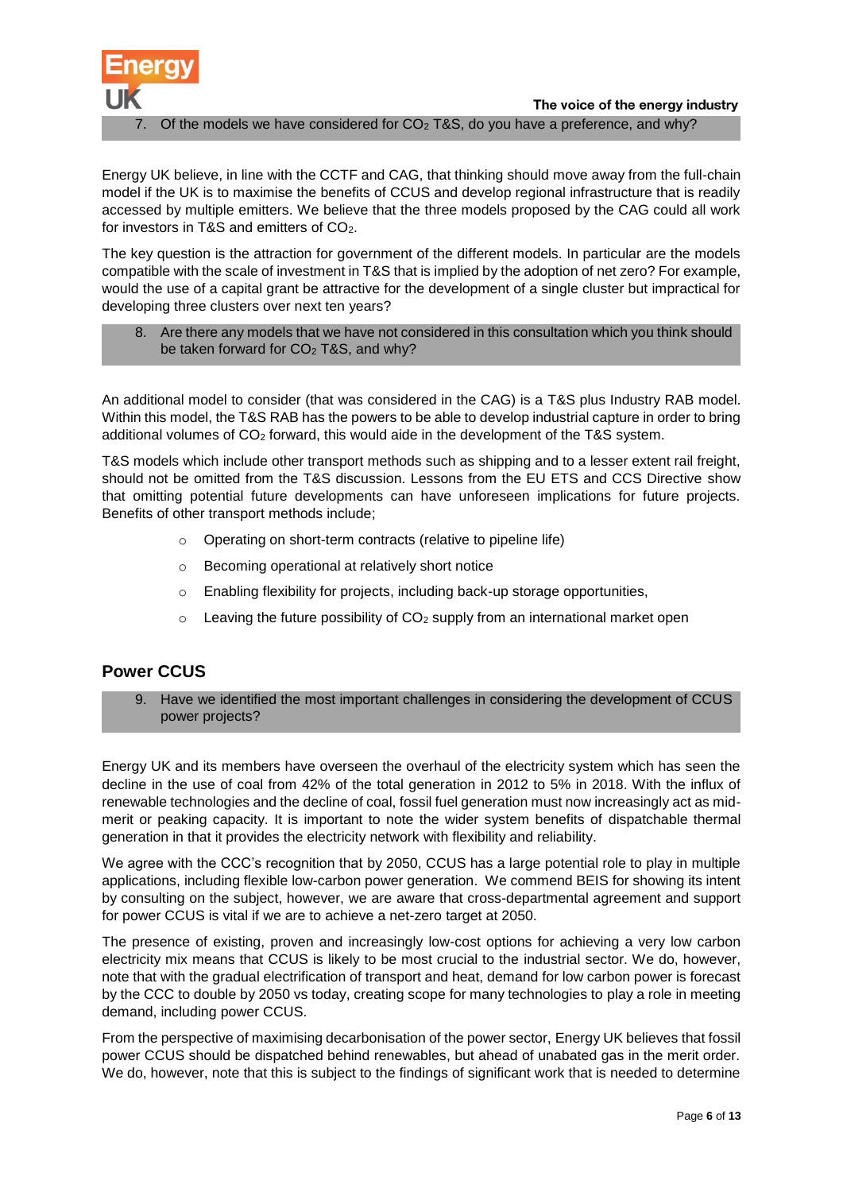7. Of the models we have considered for $CO_2$ T&S, do you have a preference, and why?

Energy UK believe, in line with the CCTF and CAG, that thinking should move away from the full-chain model if the UK is to maximise the benefits of CCUS and develop regional infrastructure that is readily accessed by multiple emitters. We believe that the three models proposed by the CAG could all work for investors in T&S and emitters of $CO_2$.

The key question is the attraction for government of the different models. In particular are the models compatible with the scale of investment in T&S that is implied by the adoption of net zero? For example, would the use of a capital grant be attractive for the development of a single cluster but impractical for developing three clusters over next ten years?

8. Are there any models that we have not considered in this consultation which you think should be taken forward for $CO_2$ T&S, and why?

An additional model to consider (that was considered in the CAG) is a T&S plus Industry RAB model. Within this model, the T&S RAB has the powers to be able to develop industrial capture in order to bring additional volumes of $CO_2$ forward, this would aide in the development of the T&S system.

T&S models which include other transport methods such as shipping and to a lesser extent rail freight, should not be omitted from the T&S discussion. Lessons from the EU ETS and CCS Directive show that omitting potential future developments can have unforeseen implications for future projects. Benefits of other transport methods include;

- Operating on short-term contracts (relative to pipeline life)
- Becoming operational at relatively short notice
- Enabling flexibility for projects, including back-up storage opportunities,
- Leaving the future possibility of $CO_2$ supply from an international market open

## Power CCUS

9. Have we identified the most important challenges in considering the development of CCUS power projects?

Energy UK and its members have overseen the overhaul of the electricity system which has seen the decline in the use of coal from 42% of the total generation in 2012 to 5% in 2018. With the influx of renewable technologies and the decline of coal, fossil fuel generation must now increasingly act as mid-merit or peaking capacity. It is important to note the wider system benefits of dispatchable thermal generation in that it provides the electricity network with flexibility and reliability.

We agree with the CCC's recognition that by 2050, CCUS has a large potential role to play in multiple applications, including flexible low-carbon power generation. We commend BEIS for showing its intent by consulting on the subject, however, we are aware that cross-departmental agreement and support for power CCUS is vital if we are to achieve a net-zero target at 2050.

The presence of existing, proven and increasingly low-cost options for achieving a very low carbon electricity mix means that CCUS is likely to be most crucial to the industrial sector. We do, however, note that with the gradual electrification of transport and heat, demand for low carbon power is forecast by the CCC to double by 2050 vs today, creating scope for many technologies to play a role in meeting demand, including power CCUS.

From the perspective of maximising decarbonisation of the power sector, Energy UK believes that fossil power CCUS should be dispatched behind renewables, but ahead of unabated gas in the merit order. We do, however, note that this is subject to the findings of significant work that is needed to determine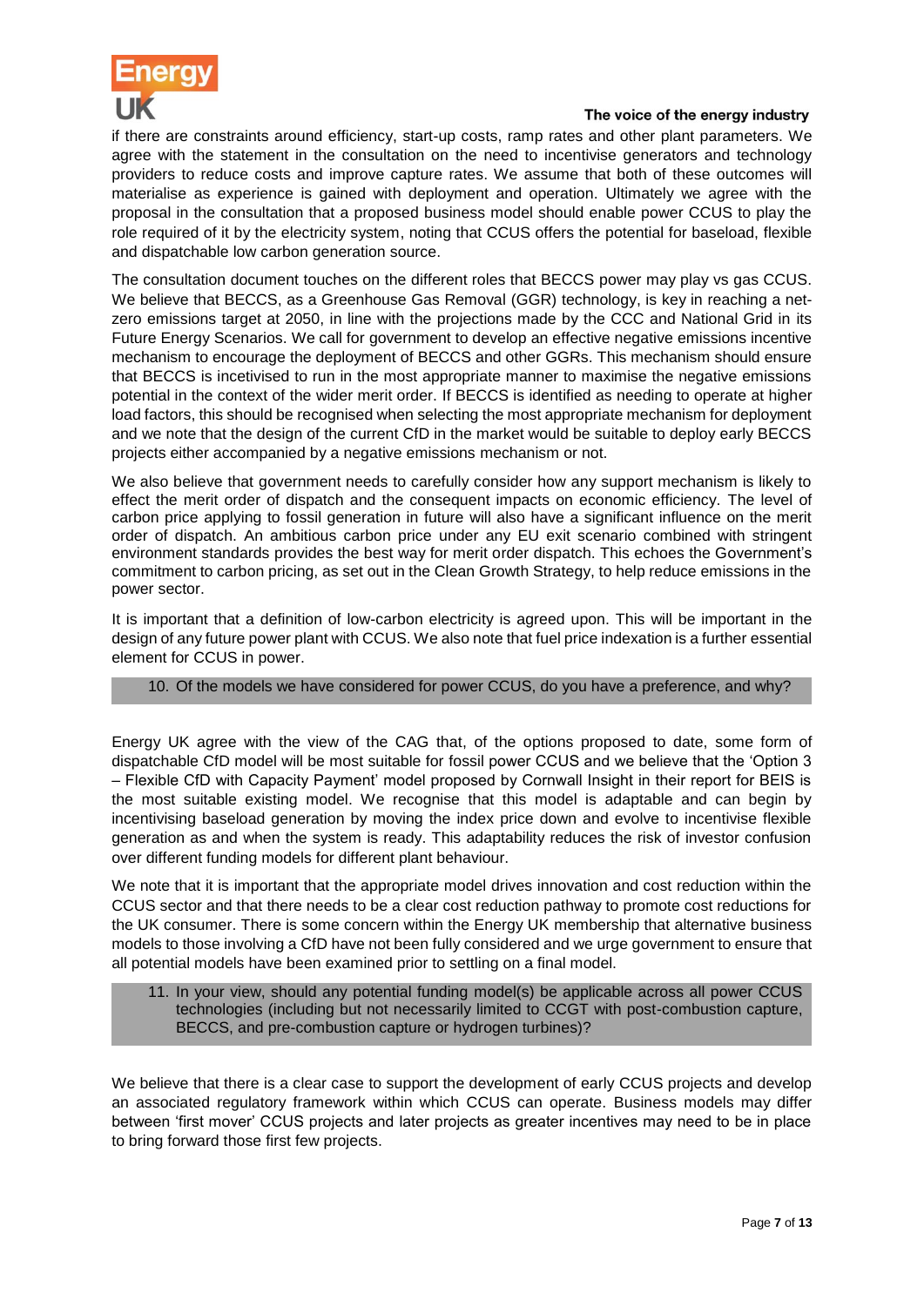if there are constraints around efficiency, start-up costs, ramp rates and other plant parameters. We agree with the statement in the consultation on the need to incentivise generators and technology providers to reduce costs and improve capture rates. We assume that both of these outcomes will materialise as experience is gained with deployment and operation. Ultimately we agree with the proposal in the consultation that a proposed business model should enable power CCUS to play the role required of it by the electricity system, noting that CCUS offers the potential for baseload, flexible and dispatchable low carbon generation source.

The consultation document touches on the different roles that BECCS power may play vs gas CCUS. We believe that BECCS, as a Greenhouse Gas Removal (GGR) technology, is key in reaching a net-zero emissions target at 2050, in line with the projections made by the CCC and National Grid in its Future Energy Scenarios. We call for government to develop an effective negative emissions incentive mechanism to encourage the deployment of BECCS and other GGRs. This mechanism should ensure that BECCS is incetivised to run in the most appropriate manner to maximise the negative emissions potential in the context of the wider merit order. If BECCS is identified as needing to operate at higher load factors, this should be recognised when selecting the most appropriate mechanism for deployment and we note that the design of the current CfD in the market would be suitable to deploy early BECCS projects either accompanied by a negative emissions mechanism or not.

We also believe that government needs to carefully consider how any support mechanism is likely to effect the merit order of dispatch and the consequent impacts on economic efficiency. The level of carbon price applying to fossil generation in future will also have a significant influence on the merit order of dispatch. An ambitious carbon price under any EU exit scenario combined with stringent environment standards provides the best way for merit order dispatch. This echoes the Government's commitment to carbon pricing, as set out in the Clean Growth Strategy, to help reduce emissions in the power sector.

It is important that a definition of low-carbon electricity is agreed upon. This will be important in the design of any future power plant with CCUS. We also note that fuel price indexation is a further essential element for CCUS in power.

> 10. Of the models we have considered for power CCUS, do you have a preference, and why?

Energy UK agree with the view of the CAG that, of the options proposed to date, some form of dispatchable CfD model will be most suitable for fossil power CCUS and we believe that the 'Option 3 – Flexible CfD with Capacity Payment' model proposed by Cornwall Insight in their report for BEIS is the most suitable existing model. We recognise that this model is adaptable and can begin by incentivising baseload generation by moving the index price down and evolve to incentivise flexible generation as and when the system is ready. This adaptability reduces the risk of investor confusion over different funding models for different plant behaviour.

We note that it is important that the appropriate model drives innovation and cost reduction within the CCUS sector and that there needs to be a clear cost reduction pathway to promote cost reductions for the UK consumer. There is some concern within the Energy UK membership that alternative business models to those involving a CfD have not been fully considered and we urge government to ensure that all potential models have been examined prior to settling on a final model.

> 11. In your view, should any potential funding model(s) be applicable across all power CCUS technologies (including but not necessarily limited to CCGT with post-combustion capture, BECCS, and pre-combustion capture or hydrogen turbines)?

We believe that there is a clear case to support the development of early CCUS projects and develop an associated regulatory framework within which CCUS can operate. Business models may differ between 'first mover' CCUS projects and later projects as greater incentives may need to be in place to bring forward those first few projects.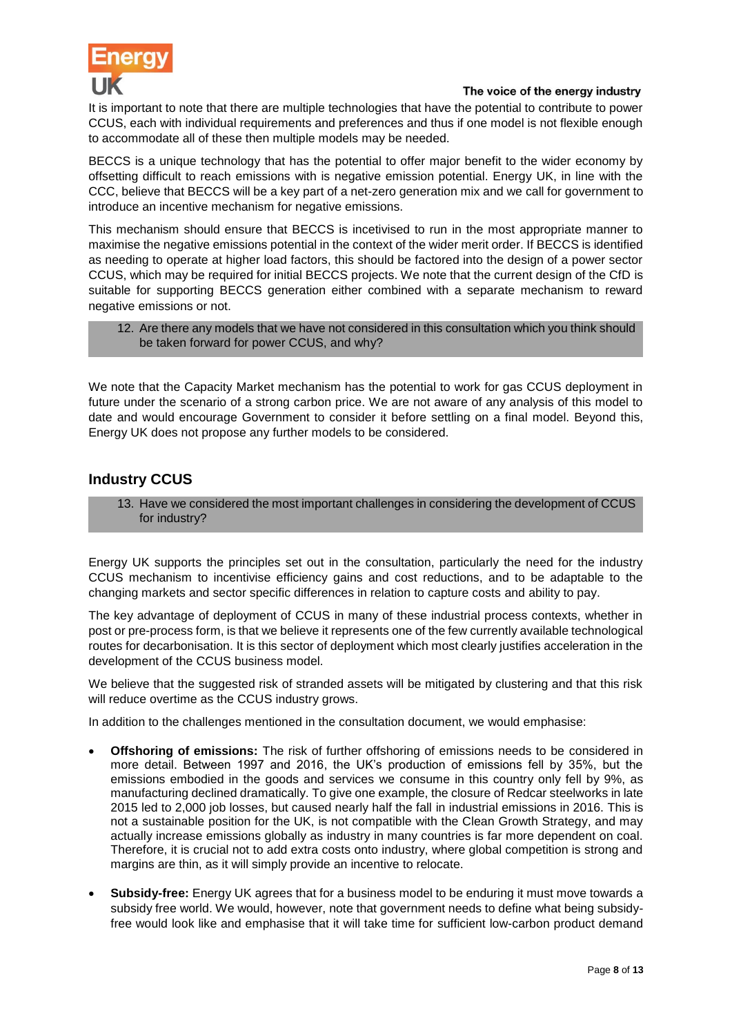It is important to note that there are multiple technologies that have the potential to contribute to power CCUS, each with individual requirements and preferences and thus if one model is not flexible enough to accommodate all of these then multiple models may be needed.

BECCS is a unique technology that has the potential to offer major benefit to the wider economy by offsetting difficult to reach emissions with is negative emission potential. Energy UK, in line with the CCC, believe that BECCS will be a key part of a net-zero generation mix and we call for government to introduce an incentive mechanism for negative emissions.

This mechanism should ensure that BECCS is incetivised to run in the most appropriate manner to maximise the negative emissions potential in the context of the wider merit order. If BECCS is identified as needing to operate at higher load factors, this should be factored into the design of a power sector CCUS, which may be required for initial BECCS projects. We note that the current design of the CfD is suitable for supporting BECCS generation either combined with a separate mechanism to reward negative emissions or not.

> 12. Are there any models that we have not considered in this consultation which you think should be taken forward for power CCUS, and why?

We note that the Capacity Market mechanism has the potential to work for gas CCUS deployment in future under the scenario of a strong carbon price. We are not aware of any analysis of this model to date and would encourage Government to consider it before settling on a final model. Beyond this, Energy UK does not propose any further models to be considered.

## Industry CCUS

> 13. Have we considered the most important challenges in considering the development of CCUS for industry?

Energy UK supports the principles set out in the consultation, particularly the need for the industry CCUS mechanism to incentivise efficiency gains and cost reductions, and to be adaptable to the changing markets and sector specific differences in relation to capture costs and ability to pay.

The key advantage of deployment of CCUS in many of these industrial process contexts, whether in post or pre-process form, is that we believe it represents one of the few currently available technological routes for decarbonisation. It is this sector of deployment which most clearly justifies acceleration in the development of the CCUS business model.

We believe that the suggested risk of stranded assets will be mitigated by clustering and that this risk will reduce overtime as the CCUS industry grows.

In addition to the challenges mentioned in the consultation document, we would emphasise:

- **Offshoring of emissions:** The risk of further offshoring of emissions needs to be considered in more detail. Between 1997 and 2016, the UK's production of emissions fell by 35%, but the emissions embodied in the goods and services we consume in this country only fell by 9%, as manufacturing declined dramatically. To give one example, the closure of Redcar steelworks in late 2015 led to 2,000 job losses, but caused nearly half the fall in industrial emissions in 2016. This is not a sustainable position for the UK, is not compatible with the Clean Growth Strategy, and may actually increase emissions globally as industry in many countries is far more dependent on coal. Therefore, it is crucial not to add extra costs onto industry, where global competition is strong and margins are thin, as it will simply provide an incentive to relocate.

- **Subsidy-free:** Energy UK agrees that for a business model to be enduring it must move towards a subsidy free world. We would, however, note that government needs to define what being subsidy-free would look like and emphasise that it will take time for sufficient low-carbon product demand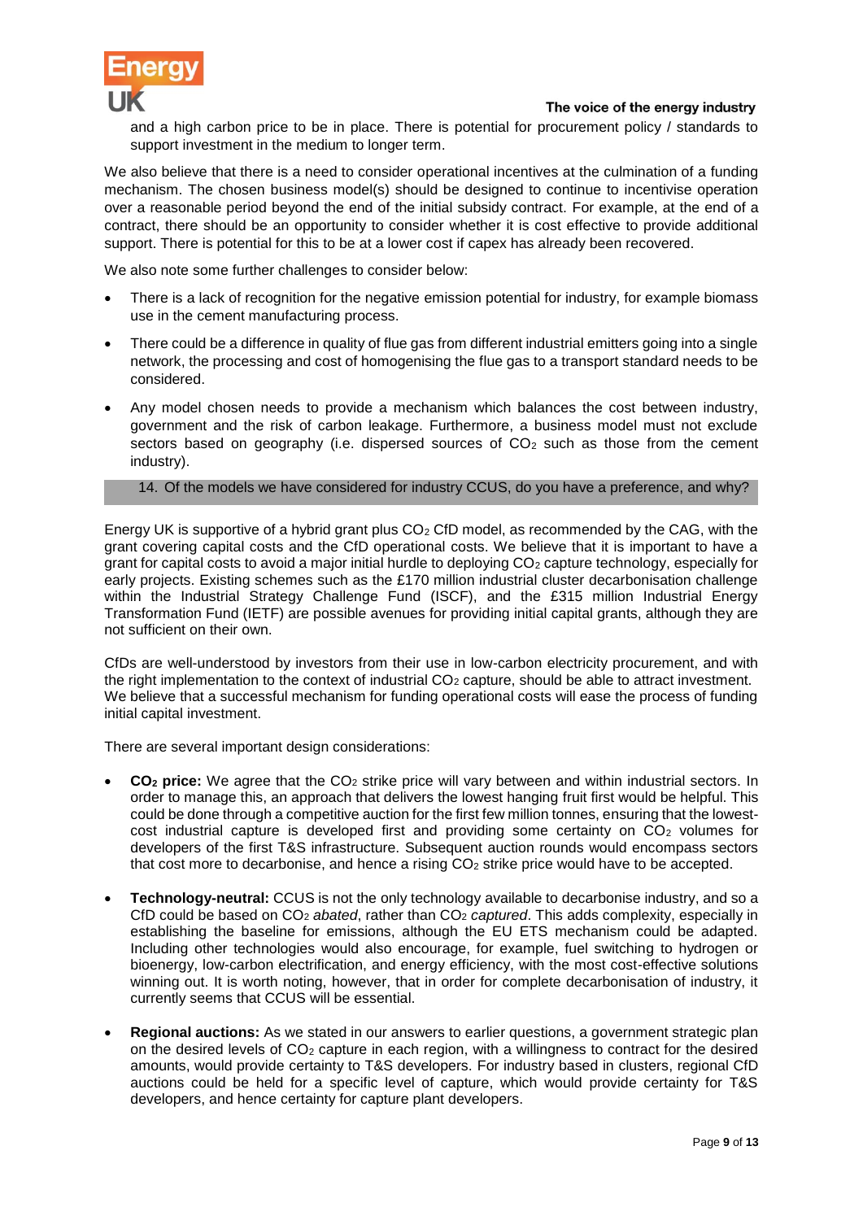and a high carbon price to be in place. There is potential for procurement policy / standards to support investment in the medium to longer term.

We also believe that there is a need to consider operational incentives at the culmination of a funding mechanism. The chosen business model(s) should be designed to continue to incentivise operation over a reasonable period beyond the end of the initial subsidy contract. For example, at the end of a contract, there should be an opportunity to consider whether it is cost effective to provide additional support. There is potential for this to be at a lower cost if capex has already been recovered.

We also note some further challenges to consider below:

- There is a lack of recognition for the negative emission potential for industry, for example biomass use in the cement manufacturing process.
- There could be a difference in quality of flue gas from different industrial emitters going into a single network, the processing and cost of homogenising the flue gas to a transport standard needs to be considered.
- Any model chosen needs to provide a mechanism which balances the cost between industry, government and the risk of carbon leakage. Furthermore, a business model must not exclude sectors based on geography (i.e. dispersed sources of $CO_2$ such as those from the cement industry).

**14. Of the models we have considered for industry CCUS, do you have a preference, and why?**

Energy UK is supportive of a hybrid grant plus $CO_2$ CfD model, as recommended by the CAG, with the grant covering capital costs and the CfD operational costs. We believe that it is important to have a grant for capital costs to avoid a major initial hurdle to deploying $CO_2$ capture technology, especially for early projects. Existing schemes such as the £170 million industrial cluster decarbonisation challenge within the Industrial Strategy Challenge Fund (ISCF), and the £315 million Industrial Energy Transformation Fund (IETF) are possible avenues for providing initial capital grants, although they are not sufficient on their own.

CfDs are well-understood by investors from their use in low-carbon electricity procurement, and with the right implementation to the context of industrial $CO_2$ capture, should be able to attract investment. We believe that a successful mechanism for funding operational costs will ease the process of funding initial capital investment.

There are several important design considerations:

- **$CO_2$ price:** We agree that the $CO_2$ strike price will vary between and within industrial sectors. In order to manage this, an approach that delivers the lowest hanging fruit first would be helpful. This could be done through a competitive auction for the first few million tonnes, ensuring that the lowest-cost industrial capture is developed first and providing some certainty on $CO_2$ volumes for developers of the first T&S infrastructure. Subsequent auction rounds would encompass sectors that cost more to decarbonise, and hence a rising $CO_2$ strike price would have to be accepted.
- **Technology-neutral:** CCUS is not the only technology available to decarbonise industry, and so a CfD could be based on $CO_2$ *abated*, rather than $CO_2$ *captured*. This adds complexity, especially in establishing the baseline for emissions, although the EU ETS mechanism could be adapted. Including other technologies would also encourage, for example, fuel switching to hydrogen or bioenergy, low-carbon electrification, and energy efficiency, with the most cost-effective solutions winning out. It is worth noting, however, that in order for complete decarbonisation of industry, it currently seems that CCUS will be essential.
- **Regional auctions:** As we stated in our answers to earlier questions, a government strategic plan on the desired levels of $CO_2$ capture in each region, with a willingness to contract for the desired amounts, would provide certainty to T&S developers. For industry based in clusters, regional CfD auctions could be held for a specific level of capture, which would provide certainty for T&S developers, and hence certainty for capture plant developers.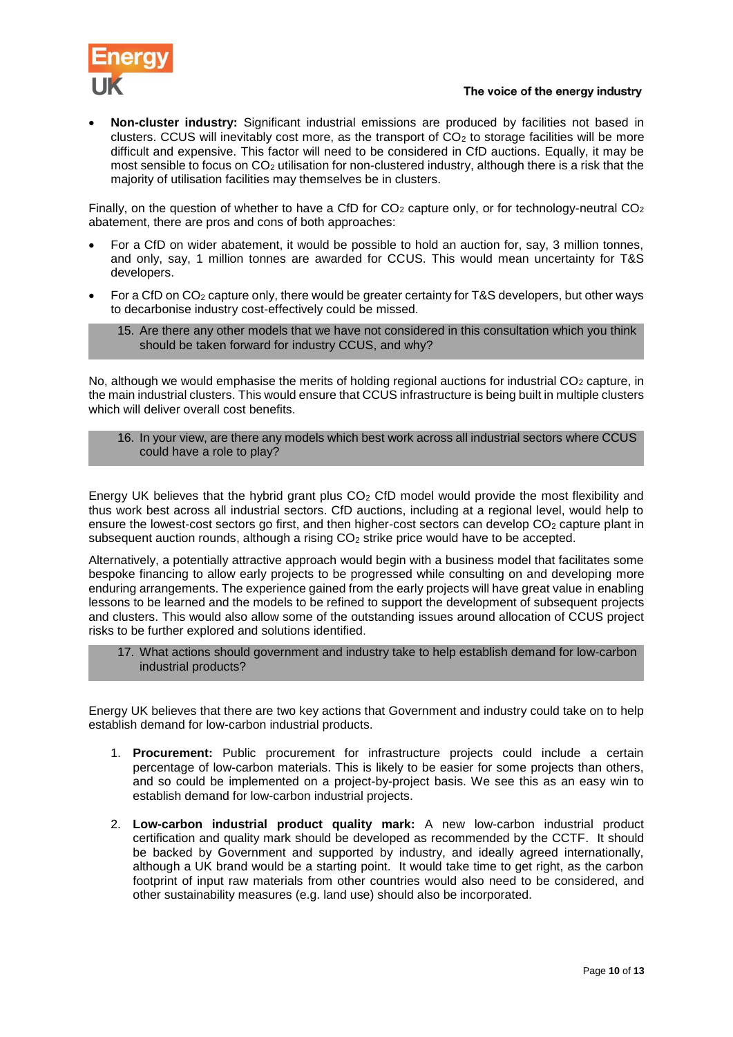- **Non-cluster industry:** Significant industrial emissions are produced by facilities not based in clusters. CCUS will inevitably cost more, as the transport of $CO_2$ to storage facilities will be more difficult and expensive. This factor will need to be considered in CfD auctions. Equally, it may be most sensible to focus on $CO_2$ utilisation for non-clustered industry, although there is a risk that the majority of utilisation facilities may themselves be in clusters.

Finally, on the question of whether to have a CfD for $CO_2$ capture only, or for technology-neutral $CO_2$ abatement, there are pros and cons of both approaches:

- For a CfD on wider abatement, it would be possible to hold an auction for, say, 3 million tonnes, and only, say, 1 million tonnes are awarded for CCUS. This would mean uncertainty for T&S developers.
- For a CfD on $CO_2$ capture only, there would be greater certainty for T&S developers, but other ways to decarbonise industry cost-effectively could be missed.

> 15. Are there any other models that we have not considered in this consultation which you think should be taken forward for industry CCUS, and why?

No, although we would emphasise the merits of holding regional auctions for industrial $CO_2$ capture, in the main industrial clusters. This would ensure that CCUS infrastructure is being built in multiple clusters which will deliver overall cost benefits.

> 16. In your view, are there any models which best work across all industrial sectors where CCUS could have a role to play?

Energy UK believes that the hybrid grant plus $CO_2$ CfD model would provide the most flexibility and thus work best across all industrial sectors. CfD auctions, including at a regional level, would help to ensure the lowest-cost sectors go first, and then higher-cost sectors can develop $CO_2$ capture plant in subsequent auction rounds, although a rising $CO_2$ strike price would have to be accepted.

Alternatively, a potentially attractive approach would begin with a business model that facilitates some bespoke financing to allow early projects to be progressed while consulting on and developing more enduring arrangements. The experience gained from the early projects will have great value in enabling lessons to be learned and the models to be refined to support the development of subsequent projects and clusters. This would also allow some of the outstanding issues around allocation of CCUS project risks to be further explored and solutions identified.

> 17. What actions should government and industry take to help establish demand for low-carbon industrial products?

Energy UK believes that there are two key actions that Government and industry could take on to help establish demand for low-carbon industrial products.

1. **Procurement:** Public procurement for infrastructure projects could include a certain percentage of low-carbon materials. This is likely to be easier for some projects than others, and so could be implemented on a project-by-project basis. We see this as an easy win to establish demand for low-carbon industrial projects.
2. **Low-carbon industrial product quality mark:** A new low-carbon industrial product certification and quality mark should be developed as recommended by the CCTF. It should be backed by Government and supported by industry, and ideally agreed internationally, although a UK brand would be a starting point. It would take time to get right, as the carbon footprint of input raw materials from other countries would also need to be considered, and other sustainability measures (e.g. land use) should also be incorporated.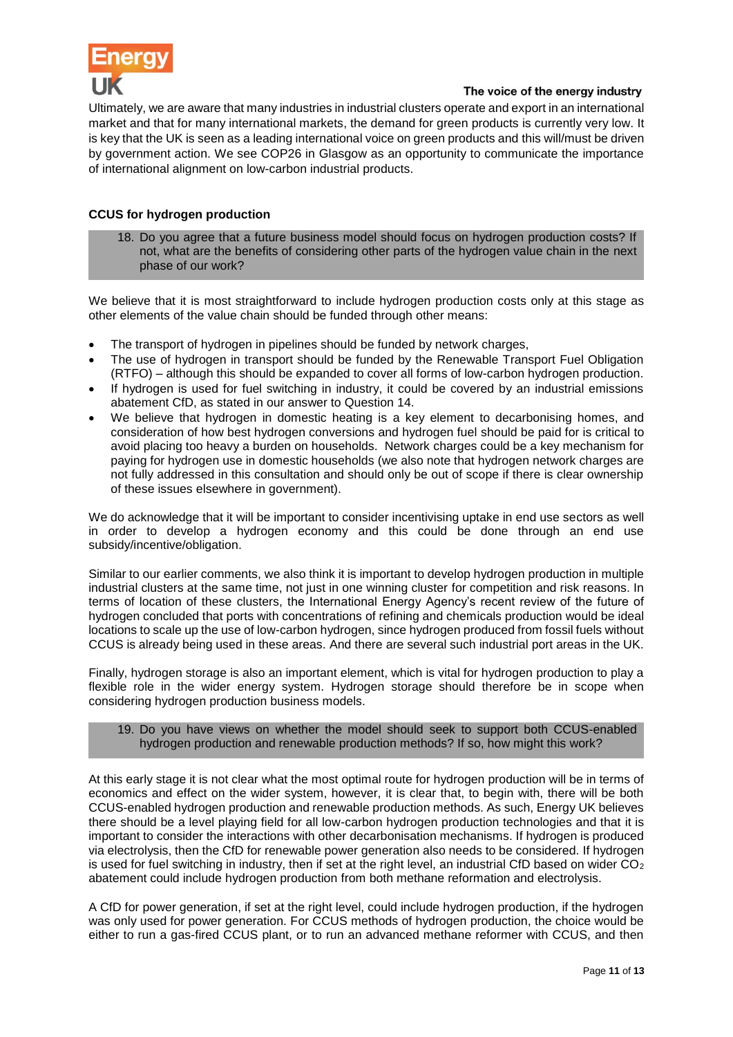Ultimately, we are aware that many industries in industrial clusters operate and export in an international market and that for many international markets, the demand for green products is currently very low. It is key that the UK is seen as a leading international voice on green products and this will/must be driven by government action. We see COP26 in Glasgow as an opportunity to communicate the importance of international alignment on low-carbon industrial products.

**CCUS for hydrogen production**

> 18. Do you agree that a future business model should focus on hydrogen production costs? If not, what are the benefits of considering other parts of the hydrogen value chain in the next phase of our work?

We believe that it is most straightforward to include hydrogen production costs only at this stage as other elements of the value chain should be funded through other means:

- The transport of hydrogen in pipelines should be funded by network charges,
- The use of hydrogen in transport should be funded by the Renewable Transport Fuel Obligation (RTFO) – although this should be expanded to cover all forms of low-carbon hydrogen production.
- If hydrogen is used for fuel switching in industry, it could be covered by an industrial emissions abatement CfD, as stated in our answer to Question 14.
- We believe that hydrogen in domestic heating is a key element to decarbonising homes, and consideration of how best hydrogen conversions and hydrogen fuel should be paid for is critical to avoid placing too heavy a burden on households. Network charges could be a key mechanism for paying for hydrogen use in domestic households (we also note that hydrogen network charges are not fully addressed in this consultation and should only be out of scope if there is clear ownership of these issues elsewhere in government).

We do acknowledge that it will be important to consider incentivising uptake in end use sectors as well in order to develop a hydrogen economy and this could be done through an end use subsidy/incentive/obligation.

Similar to our earlier comments, we also think it is important to develop hydrogen production in multiple industrial clusters at the same time, not just in one winning cluster for competition and risk reasons. In terms of location of these clusters, the International Energy Agency's recent review of the future of hydrogen concluded that ports with concentrations of refining and chemicals production would be ideal locations to scale up the use of low-carbon hydrogen, since hydrogen produced from fossil fuels without CCUS is already being used in these areas. And there are several such industrial port areas in the UK.

Finally, hydrogen storage is also an important element, which is vital for hydrogen production to play a flexible role in the wider energy system. Hydrogen storage should therefore be in scope when considering hydrogen production business models.

> 19. Do you have views on whether the model should seek to support both CCUS-enabled hydrogen production and renewable production methods? If so, how might this work?

At this early stage it is not clear what the most optimal route for hydrogen production will be in terms of economics and effect on the wider system, however, it is clear that, to begin with, there will be both CCUS-enabled hydrogen production and renewable production methods. As such, Energy UK believes there should be a level playing field for all low-carbon hydrogen production technologies and that it is important to consider the interactions with other decarbonisation mechanisms. If hydrogen is produced via electrolysis, then the CfD for renewable power generation also needs to be considered. If hydrogen is used for fuel switching in industry, then if set at the right level, an industrial CfD based on wider $CO_2$ abatement could include hydrogen production from both methane reformation and electrolysis.

A CfD for power generation, if set at the right level, could include hydrogen production, if the hydrogen was only used for power generation. For CCUS methods of hydrogen production, the choice would be either to run a gas-fired CCUS plant, or to run an advanced methane reformer with CCUS, and then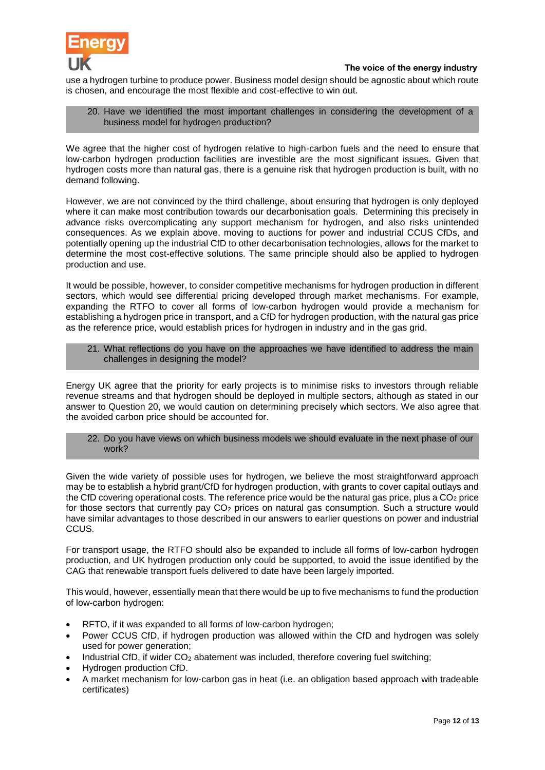use a hydrogen turbine to produce power. Business model design should be agnostic about which route is chosen, and encourage the most flexible and cost-effective to win out.

> 20. Have we identified the most important challenges in considering the development of a business model for hydrogen production?

We agree that the higher cost of hydrogen relative to high-carbon fuels and the need to ensure that low-carbon hydrogen production facilities are investible are the most significant issues. Given that hydrogen costs more than natural gas, there is a genuine risk that hydrogen production is built, with no demand following.

However, we are not convinced by the third challenge, about ensuring that hydrogen is only deployed where it can make most contribution towards our decarbonisation goals. Determining this precisely in advance risks overcomplicating any support mechanism for hydrogen, and also risks unintended consequences. As we explain above, moving to auctions for power and industrial CCUS CfDs, and potentially opening up the industrial CfD to other decarbonisation technologies, allows for the market to determine the most cost-effective solutions. The same principle should also be applied to hydrogen production and use.

It would be possible, however, to consider competitive mechanisms for hydrogen production in different sectors, which would see differential pricing developed through market mechanisms. For example, expanding the RTFO to cover all forms of low-carbon hydrogen would provide a mechanism for establishing a hydrogen price in transport, and a CfD for hydrogen production, with the natural gas price as the reference price, would establish prices for hydrogen in industry and in the gas grid.

> 21. What reflections do you have on the approaches we have identified to address the main challenges in designing the model?

Energy UK agree that the priority for early projects is to minimise risks to investors through reliable revenue streams and that hydrogen should be deployed in multiple sectors, although as stated in our answer to Question 20, we would caution on determining precisely which sectors. We also agree that the avoided carbon price should be accounted for.

> 22. Do you have views on which business models we should evaluate in the next phase of our work?

Given the wide variety of possible uses for hydrogen, we believe the most straightforward approach may be to establish a hybrid grant/CfD for hydrogen production, with grants to cover capital outlays and the CfD covering operational costs. The reference price would be the natural gas price, plus a $CO_2$ price for those sectors that currently pay $CO_2$ prices on natural gas consumption. Such a structure would have similar advantages to those described in our answers to earlier questions on power and industrial CCUS.

For transport usage, the RTFO should also be expanded to include all forms of low-carbon hydrogen production, and UK hydrogen production only could be supported, to avoid the issue identified by the CAG that renewable transport fuels delivered to date have been largely imported.

This would, however, essentially mean that there would be up to five mechanisms to fund the production of low-carbon hydrogen:

- RFTO, if it was expanded to all forms of low-carbon hydrogen;
- Power CCUS CfD, if hydrogen production was allowed within the CfD and hydrogen was solely used for power generation;
- Industrial CfD, if wider $CO_2$ abatement was included, therefore covering fuel switching;
- Hydrogen production CfD.
- A market mechanism for low-carbon gas in heat (i.e. an obligation based approach with tradeable certificates)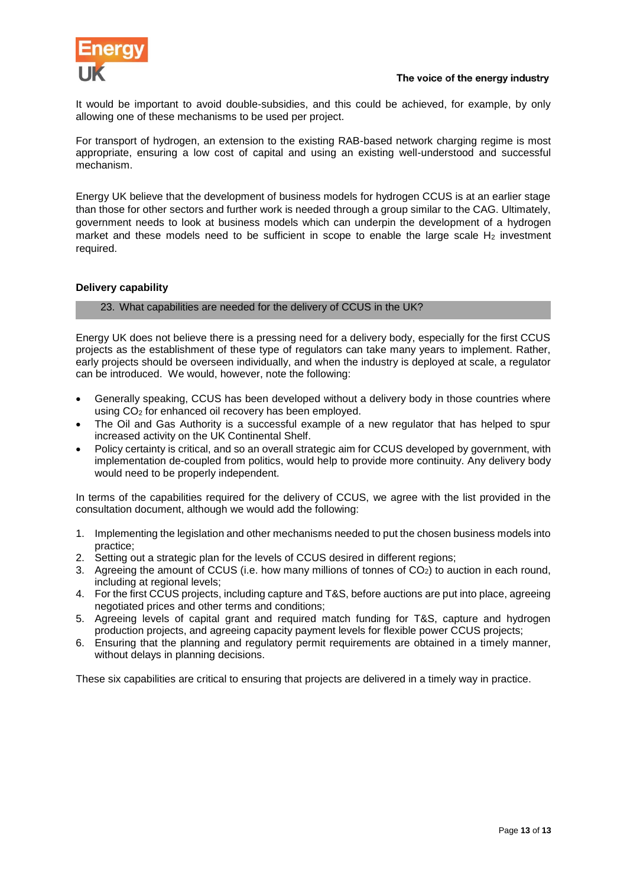It would be important to avoid double-subsidies, and this could be achieved, for example, by only allowing one of these mechanisms to be used per project.

For transport of hydrogen, an extension to the existing RAB-based network charging regime is most appropriate, ensuring a low cost of capital and using an existing well-understood and successful mechanism.

Energy UK believe that the development of business models for hydrogen CCUS is at an earlier stage than those for other sectors and further work is needed through a group similar to the CAG. Ultimately, government needs to look at business models which can underpin the development of a hydrogen market and these models need to be sufficient in scope to enable the large scale $H_2$ investment required.

**Delivery capability**

23. What capabilities are needed for the delivery of CCUS in the UK?

Energy UK does not believe there is a pressing need for a delivery body, especially for the first CCUS projects as the establishment of these type of regulators can take many years to implement. Rather, early projects should be overseen individually, and when the industry is deployed at scale, a regulator can be introduced. We would, however, note the following:

- Generally speaking, CCUS has been developed without a delivery body in those countries where using $CO_2$ for enhanced oil recovery has been employed.
- The Oil and Gas Authority is a successful example of a new regulator that has helped to spur increased activity on the UK Continental Shelf.
- Policy certainty is critical, and so an overall strategic aim for CCUS developed by government, with implementation de-coupled from politics, would help to provide more continuity. Any delivery body would need to be properly independent.

In terms of the capabilities required for the delivery of CCUS, we agree with the list provided in the consultation document, although we would add the following:

1. Implementing the legislation and other mechanisms needed to put the chosen business models into practice;
2. Setting out a strategic plan for the levels of CCUS desired in different regions;
3. Agreeing the amount of CCUS (i.e. how many millions of tonnes of $CO_2$) to auction in each round, including at regional levels;
4. For the first CCUS projects, including capture and T&S, before auctions are put into place, agreeing negotiated prices and other terms and conditions;
5. Agreeing levels of capital grant and required match funding for T&S, capture and hydrogen production projects, and agreeing capacity payment levels for flexible power CCUS projects;
6. Ensuring that the planning and regulatory permit requirements are obtained in a timely manner, without delays in planning decisions.

These six capabilities are critical to ensuring that projects are delivered in a timely way in practice.